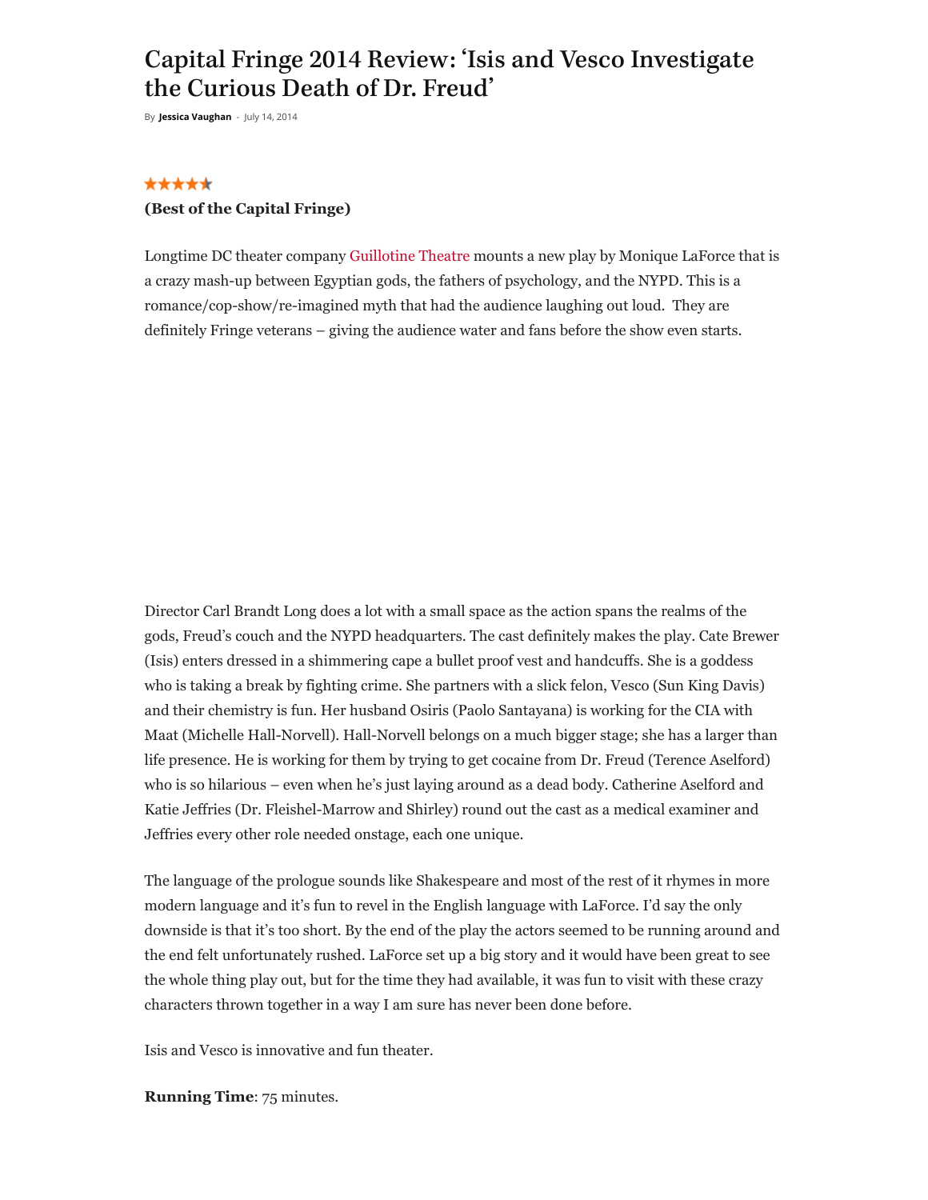# Capital Fringe 2014 Review: 'Isis and Vesco Investigate the Curious Death of Dr. Freud'

By **Jessica Vaughan** - July 14, 2014

**(Best of the Capital Fringe)**

Longtime DC theater company Guillotine Theatre mounts a new play by Monique LaForce that is a crazy mash-up between Egyptian gods, the fathers of psychology, and the NYPD. This is a romance/cop-show/re-imagined myth that had the audience laughing out loud. They are definitely Fringe veterans – giving the audience water and fans before the show even starts.

Director Carl Brandt Long does a lot with a small space as the action spans the realms of the gods, Freud's couch and the NYPD headquarters. The cast definitely makes the play. Cate Brewer (Isis) enters dressed in a shimmering cape a bullet proof vest and handcuffs. She is a goddess who is taking a break by fighting crime. She partners with a slick felon, Vesco (Sun King Davis) and their chemistry is fun. Her husband Osiris (Paolo Santayana) is working for the CIA with Maat (Michelle Hall-Norvell). Hall-Norvell belongs on a much bigger stage; she has a larger than life presence. He is working for them by trying to get cocaine from Dr. Freud (Terence Aselford) who is so hilarious – even when he's just laying around as a dead body. Catherine Aselford and Katie Jeffries (Dr. Fleishel-Marrow and Shirley) round out the cast as a medical examiner and Jeffries every other role needed onstage, each one unique.

The language of the prologue sounds like Shakespeare and most of the rest of it rhymes in more modern language and it's fun to revel in the English language with LaForce. I'd say the only downside is that it's too short. By the end of the play the actors seemed to be running around and the end felt unfortunately rushed. LaForce set up a big story and it would have been great to see the whole thing play out, but for the time they had available, it was fun to visit with these crazy characters thrown together in a way I am sure has never been done before.

Isis and Vesco is innovative and fun theater.

**Running Time**: 75 minutes.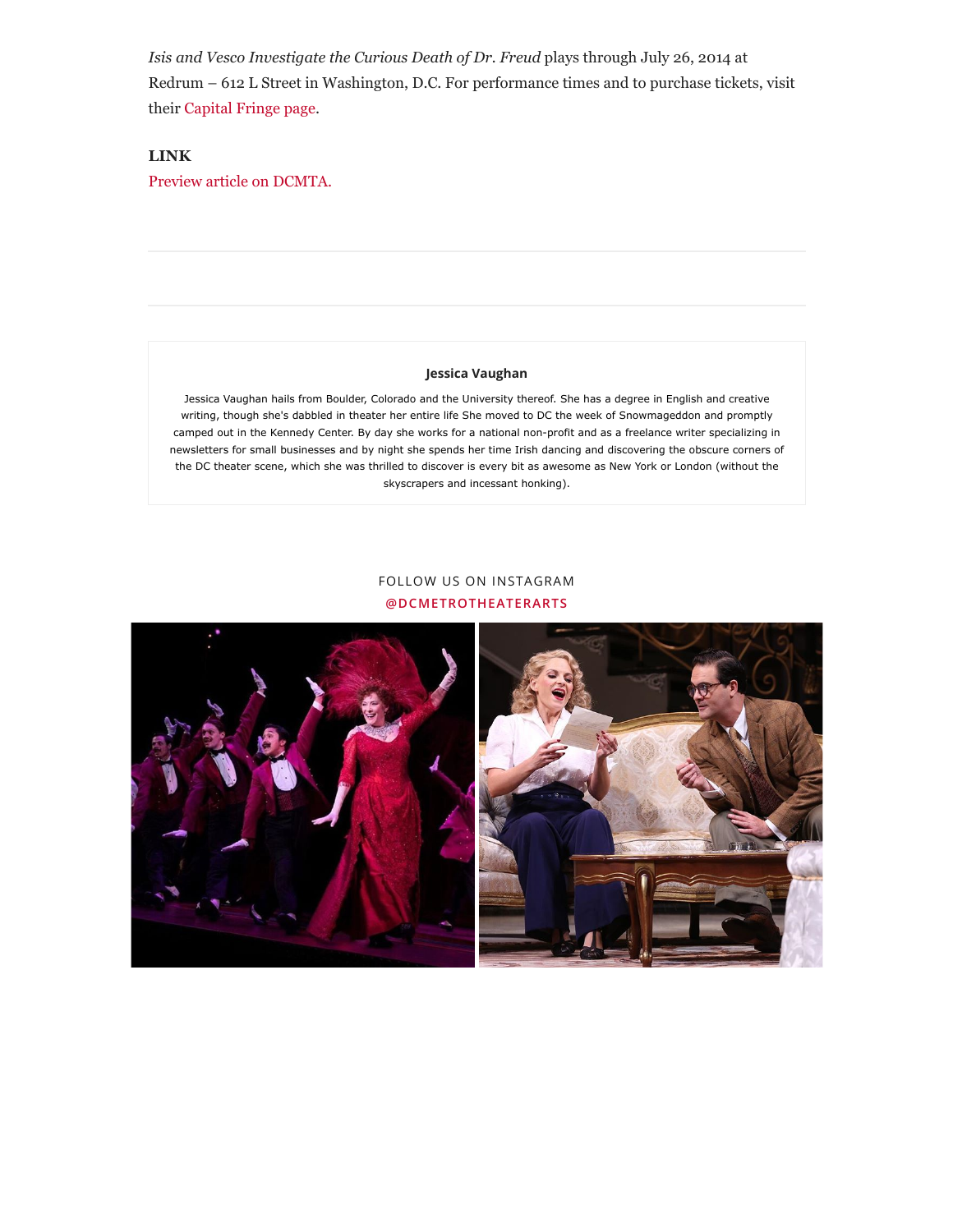*Isis and Vesco Investigate the Curious Death of Dr. Freud* plays through July 26, 2014 at Redrum – 612 L Street in Washington, D.C. For performance times and to purchase tickets, visit their Capital Fringe page.

**LINK**

Preview article on DCMTA.

---

---

**Jessica Vaughan**

Jessica Vaughan hails from Boulder, Colorado and the University thereof. She has a degree in English and creative writing, though she's dabbled in theater her entire life She moved to DC the week of Snowmageddon and promptly camped out in the Kennedy Center. By day she works for a national non-profit and as a freelance writer specializing in newsletters for small businesses and by night she spends her time Irish dancing and discovering the obscure corners of the DC theater scene, which she was thrilled to discover is every bit as awesome as New York or London (without the skyscrapers and incessant honking).

FOLLOW US ON INSTAGRAM

@DCMETROTHEATERARTS